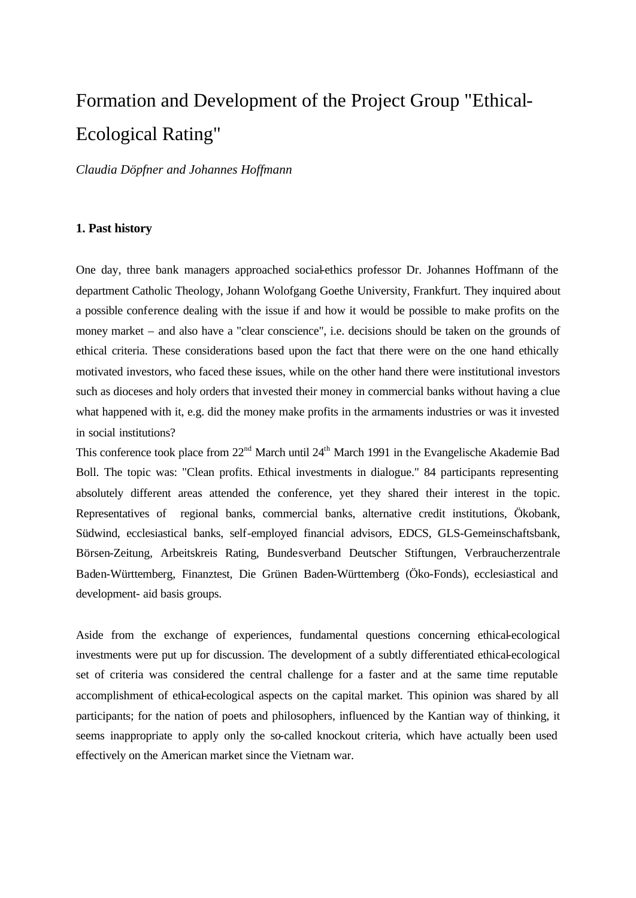# Formation and Development of the Project Group "Ethical-Ecological Rating"

*Claudia Döpfner and Johannes Hoffmann*

## 1. Past history

One day, three bank managers approached social-ethics professor Dr. Johannes Hoffmann of the department Catholic Theology, Johann Wolofgang Goethe University, Frankfurt. They inquired about a possible conference dealing with the issue if and how it would be possible to make profits on the money market – and also have a "clear conscience", i.e. decisions should be taken on the grounds of ethical criteria. These considerations based upon the fact that there were on the one hand ethically motivated investors, who faced these issues, while on the other hand there were institutional investors such as dioceses and holy orders that invested their money in commercial banks without having a clue what happened with it, e.g. did the money make profits in the armaments industries or was it invested in social institutions?

This conference took place from 22nd March until 24th March 1991 in the Evangelische Akademie Bad Boll. The topic was: "Clean profits. Ethical investments in dialogue." 84 participants representing absolutely different areas attended the conference, yet they shared their interest in the topic. Representatives of regional banks, commercial banks, alternative credit institutions, Ökobank, Südwind, ecclesiastical banks, self-employed financial advisors, EDCS, GLS-Gemeinschaftsbank, Börsen-Zeitung, Arbeitskreis Rating, Bundesverband Deutscher Stiftungen, Verbraucherzentrale Baden-Württemberg, Finanztest, Die Grünen Baden-Württemberg (Öko-Fonds), ecclesiastical and development- aid basis groups.

Aside from the exchange of experiences, fundamental questions concerning ethical-ecological investments were put up for discussion. The development of a subtly differentiated ethical-ecological set of criteria was considered the central challenge for a faster and at the same time reputable accomplishment of ethical-ecological aspects on the capital market. This opinion was shared by all participants; for the nation of poets and philosophers, influenced by the Kantian way of thinking, it seems inappropriate to apply only the so-called knockout criteria, which have actually been used effectively on the American market since the Vietnam war.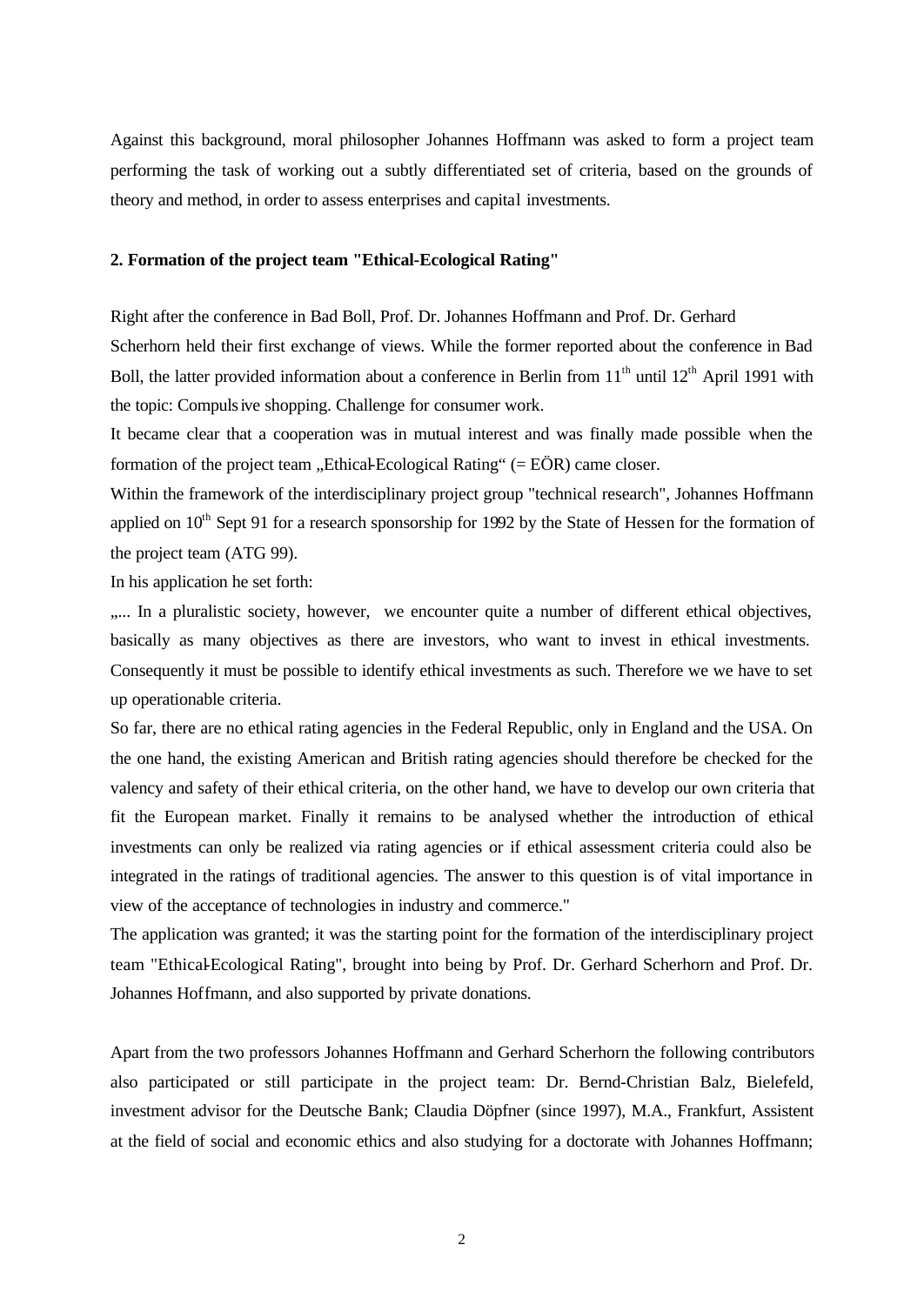Against this background, moral philosopher Johannes Hoffmann was asked to form a project team performing the task of working out a subtly differentiated set of criteria, based on the grounds of theory and method, in order to assess enterprises and capital investments.

## 2. Formation of the project team "Ethical-Ecological Rating"

Right after the conference in Bad Boll, Prof. Dr. Johannes Hoffmann and Prof. Dr. Gerhard Scherhorn held their first exchange of views. While the former reported about the conference in Bad Boll, the latter provided information about a conference in Berlin from 11th until 12th April 1991 with the topic: Compulsive shopping. Challenge for consumer work.

It became clear that a cooperation was in mutual interest and was finally made possible when the formation of the project team „Ethical-Ecological Rating" (= EÖR) came closer.

Within the framework of the interdisciplinary project group "technical research", Johannes Hoffmann applied on 10th Sept 91 for a research sponsorship for 1992 by the State of Hessen for the formation of the project team (ATG 99).

In his application he set forth:

„... In a pluralistic society, however, we encounter quite a number of different ethical objectives, basically as many objectives as there are investors, who want to invest in ethical investments. Consequently it must be possible to identify ethical investments as such. Therefore we we have to set up operationable criteria.

So far, there are no ethical rating agencies in the Federal Republic, only in England and the USA. On the one hand, the existing American and British rating agencies should therefore be checked for the valency and safety of their ethical criteria, on the other hand, we have to develop our own criteria that fit the European market. Finally it remains to be analysed whether the introduction of ethical investments can only be realized via rating agencies or if ethical assessment criteria could also be integrated in the ratings of traditional agencies. The answer to this question is of vital importance in view of the acceptance of technologies in industry and commerce."

The application was granted; it was the starting point for the formation of the interdisciplinary project team "Ethical-Ecological Rating", brought into being by Prof. Dr. Gerhard Scherhorn and Prof. Dr. Johannes Hoffmann, and also supported by private donations.

Apart from the two professors Johannes Hoffmann and Gerhard Scherhorn the following contributors also participated or still participate in the project team: Dr. Bernd-Christian Balz, Bielefeld, investment advisor for the Deutsche Bank; Claudia Döpfner (since 1997), M.A., Frankfurt, Assistent at the field of social and economic ethics and also studying for a doctorate with Johannes Hoffmann;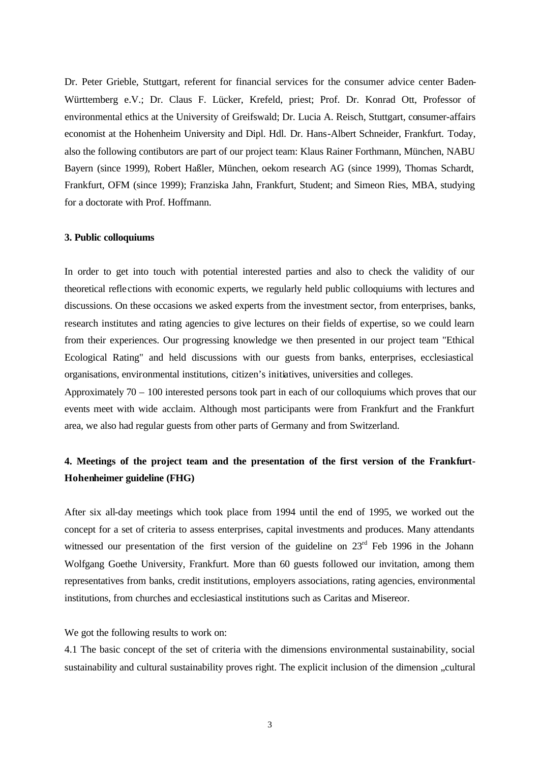Dr. Peter Grieble, Stuttgart, referent for financial services for the consumer advice center Baden-Württemberg e.V.; Dr. Claus F. Lücker, Krefeld, priest; Prof. Dr. Konrad Ott, Professor of environmental ethics at the University of Greifswald; Dr. Lucia A. Reisch, Stuttgart, consumer-affairs economist at the Hohenheim University and Dipl. Hdl. Dr. Hans-Albert Schneider, Frankfurt. Today, also the following contibutors are part of our project team: Klaus Rainer Forthmann, München, NABU Bayern (since 1999), Robert Haßler, München, oekom research AG (since 1999), Thomas Schardt, Frankfurt, OFM (since 1999); Franziska Jahn, Frankfurt, Student; and Simeon Ries, MBA, studying for a doctorate with Prof. Hoffmann.

### 3. Public colloquiums

In order to get into touch with potential interested parties and also to check the validity of our theoretical reflections with economic experts, we regularly held public colloquiums with lectures and discussions. On these occasions we asked experts from the investment sector, from enterprises, banks, research institutes and rating agencies to give lectures on their fields of expertise, so we could learn from their experiences. Our progressing knowledge we then presented in our project team "Ethical Ecological Rating" and held discussions with our guests from banks, enterprises, ecclesiastical organisations, environmental institutions, citizen's initiatives, universities and colleges.

Approximately 70 – 100 interested persons took part in each of our colloquiums which proves that our events meet with wide acclaim. Although most participants were from Frankfurt and the Frankfurt area, we also had regular guests from other parts of Germany and from Switzerland.

### 4. Meetings of the project team and the presentation of the first version of the Frankfurt-Hohenheimer guideline (FHG)

After six all-day meetings which took place from 1994 until the end of 1995, we worked out the concept for a set of criteria to assess enterprises, capital investments and produces. Many attendants witnessed our presentation of the first version of the guideline on 23rd Feb 1996 in the Johann Wolfgang Goethe University, Frankfurt. More than 60 guests followed our invitation, among them representatives from banks, credit institutions, employers associations, rating agencies, environmental institutions, from churches and ecclesiastical institutions such as Caritas and Misereor.

We got the following results to work on:

4.1 The basic concept of the set of criteria with the dimensions environmental sustainability, social sustainability and cultural sustainability proves right. The explicit inclusion of the dimension „cultural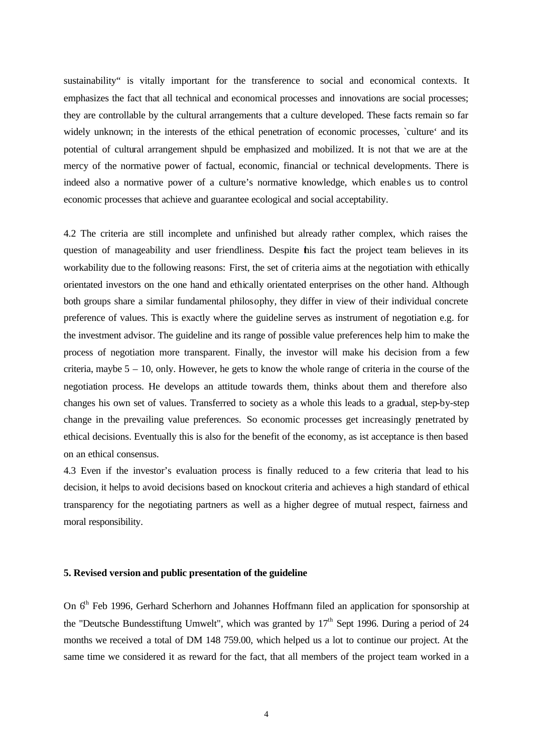sustainability" is vitally important for the transference to social and economical contexts. It emphasizes the fact that all technical and economical processes and innovations are social processes; they are controllable by the cultural arrangements that a culture developed. These facts remain so far widely unknown; in the interests of the ethical penetration of economic processes, `culture' and its potential of cultural arrangement shpuld be emphasized and mobilized. It is not that we are at the mercy of the normative power of factual, economic, financial or technical developments. There is indeed also a normative power of a culture's normative knowledge, which enables us to control economic processes that achieve and guarantee ecological and social acceptability.

4.2 The criteria are still incomplete and unfinished but already rather complex, which raises the question of manageability and user friendliness. Despite this fact the project team believes in its workability due to the following reasons: First, the set of criteria aims at the negotiation with ethically orientated investors on the one hand and ethically orientated enterprises on the other hand. Although both groups share a similar fundamental philosophy, they differ in view of their individual concrete preference of values. This is exactly where the guideline serves as instrument of negotiation e.g. for the investment advisor. The guideline and its range of possible value preferences help him to make the process of negotiation more transparent. Finally, the investor will make his decision from a few criteria, maybe 5 – 10, only. However, he gets to know the whole range of criteria in the course of the negotiation process. He develops an attitude towards them, thinks about them and therefore also changes his own set of values. Transferred to society as a whole this leads to a gradual, step-by-step change in the prevailing value preferences. So economic processes get increasingly penetrated by ethical decisions. Eventually this is also for the benefit of the economy, as ist acceptance is then based on an ethical consensus.

4.3 Even if the investor's evaluation process is finally reduced to a few criteria that lead to his decision, it helps to avoid decisions based on knockout criteria and achieves a high standard of ethical transparency for the negotiating partners as well as a higher degree of mutual respect, fairness and moral responsibility.

## 5. Revised version and public presentation of the guideline

On 6th Feb 1996, Gerhard Scherhorn and Johannes Hoffmann filed an application for sponsorship at the "Deutsche Bundesstiftung Umwelt", which was granted by 17th Sept 1996. During a period of 24 months we received a total of DM 148 759.00, which helped us a lot to continue our project. At the same time we considered it as reward for the fact, that all members of the project team worked in a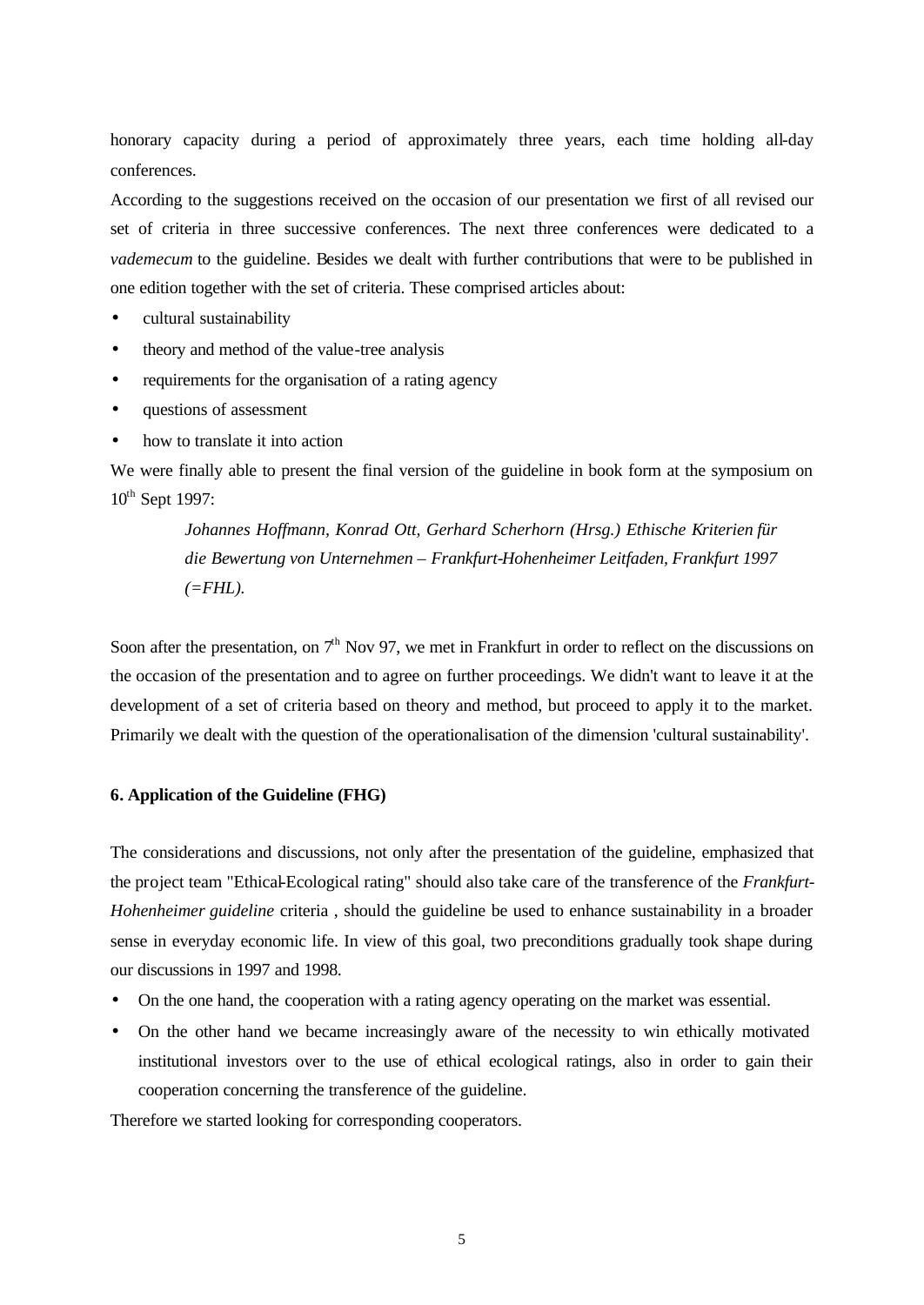honorary capacity during a period of approximately three years, each time holding all-day conferences.

According to the suggestions received on the occasion of our presentation we first of all revised our set of criteria in three successive conferences. The next three conferences were dedicated to a *vademecum* to the guideline. Besides we dealt with further contributions that were to be published in one edition together with the set of criteria. These comprised articles about:

- cultural sustainability
- theory and method of the value-tree analysis
- requirements for the organisation of a rating agency
- questions of assessment
- how to translate it into action

We were finally able to present the final version of the guideline in book form at the symposium on 10th Sept 1997:

> *Johannes Hoffmann, Konrad Ott, Gerhard Scherhorn (Hrsg.) Ethische Kriterien für die Bewertung von Unternehmen – Frankfurt-Hohenheimer Leitfaden, Frankfurt 1997 (=FHL).*

Soon after the presentation, on 7th Nov 97, we met in Frankfurt in order to reflect on the discussions on the occasion of the presentation and to agree on further proceedings. We didn't want to leave it at the development of a set of criteria based on theory and method, but proceed to apply it to the market. Primarily we dealt with the question of the operationalisation of the dimension 'cultural sustainability'.

**6. Application of the Guideline (FHG)**

The considerations and discussions, not only after the presentation of the guideline, emphasized that the project team "Ethical-Ecological rating" should also take care of the transference of the *Frankfurt-Hohenheimer guideline* criteria , should the guideline be used to enhance sustainability in a broader sense in everyday economic life. In view of this goal, two preconditions gradually took shape during our discussions in 1997 and 1998.

- On the one hand, the cooperation with a rating agency operating on the market was essential.
- On the other hand we became increasingly aware of the necessity to win ethically motivated institutional investors over to the use of ethical ecological ratings, also in order to gain their cooperation concerning the transference of the guideline.

Therefore we started looking for corresponding cooperators.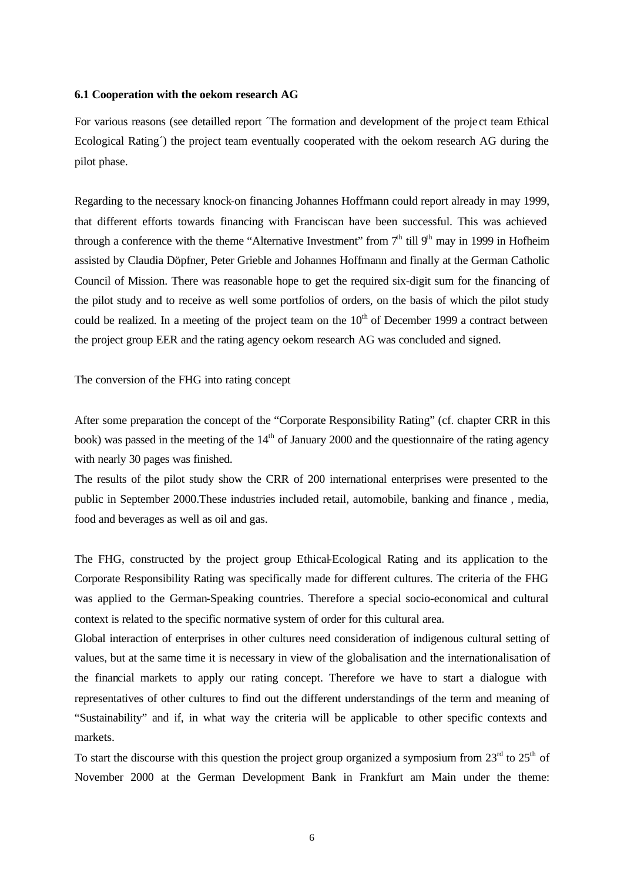### 6.1 Cooperation with the oekom research AG

For various reasons (see detailled report ´The formation and development of the project team Ethical Ecological Rating´) the project team eventually cooperated with the oekom research AG during the pilot phase.

Regarding to the necessary knock-on financing Johannes Hoffmann could report already in may 1999, that different efforts towards financing with Franciscan have been successful. This was achieved through a conference with the theme "Alternative Investment" from 7th till 9th may in 1999 in Hofheim assisted by Claudia Döpfner, Peter Grieble and Johannes Hoffmann and finally at the German Catholic Council of Mission. There was reasonable hope to get the required six-digit sum for the financing of the pilot study and to receive as well some portfolios of orders, on the basis of which the pilot study could be realized. In a meeting of the project team on the 10th of December 1999 a contract between the project group EER and the rating agency oekom research AG was concluded and signed.

The conversion of the FHG into rating concept

After some preparation the concept of the "Corporate Responsibility Rating" (cf. chapter CRR in this book) was passed in the meeting of the 14th of January 2000 and the questionnaire of the rating agency with nearly 30 pages was finished.

The results of the pilot study show the CRR of 200 international enterprises were presented to the public in September 2000.These industries included retail, automobile, banking and finance , media, food and beverages as well as oil and gas.

The FHG, constructed by the project group Ethical-Ecological Rating and its application to the Corporate Responsibility Rating was specifically made for different cultures. The criteria of the FHG was applied to the German-Speaking countries. Therefore a special socio-economical and cultural context is related to the specific normative system of order for this cultural area.

Global interaction of enterprises in other cultures need consideration of indigenous cultural setting of values, but at the same time it is necessary in view of the globalisation and the internationalisation of the financial markets to apply our rating concept. Therefore we have to start a dialogue with representatives of other cultures to find out the different understandings of the term and meaning of "Sustainability" and if, in what way the criteria will be applicable to other specific contexts and markets.

To start the discourse with this question the project group organized a symposium from 23rd to 25th of November 2000 at the German Development Bank in Frankfurt am Main under the theme: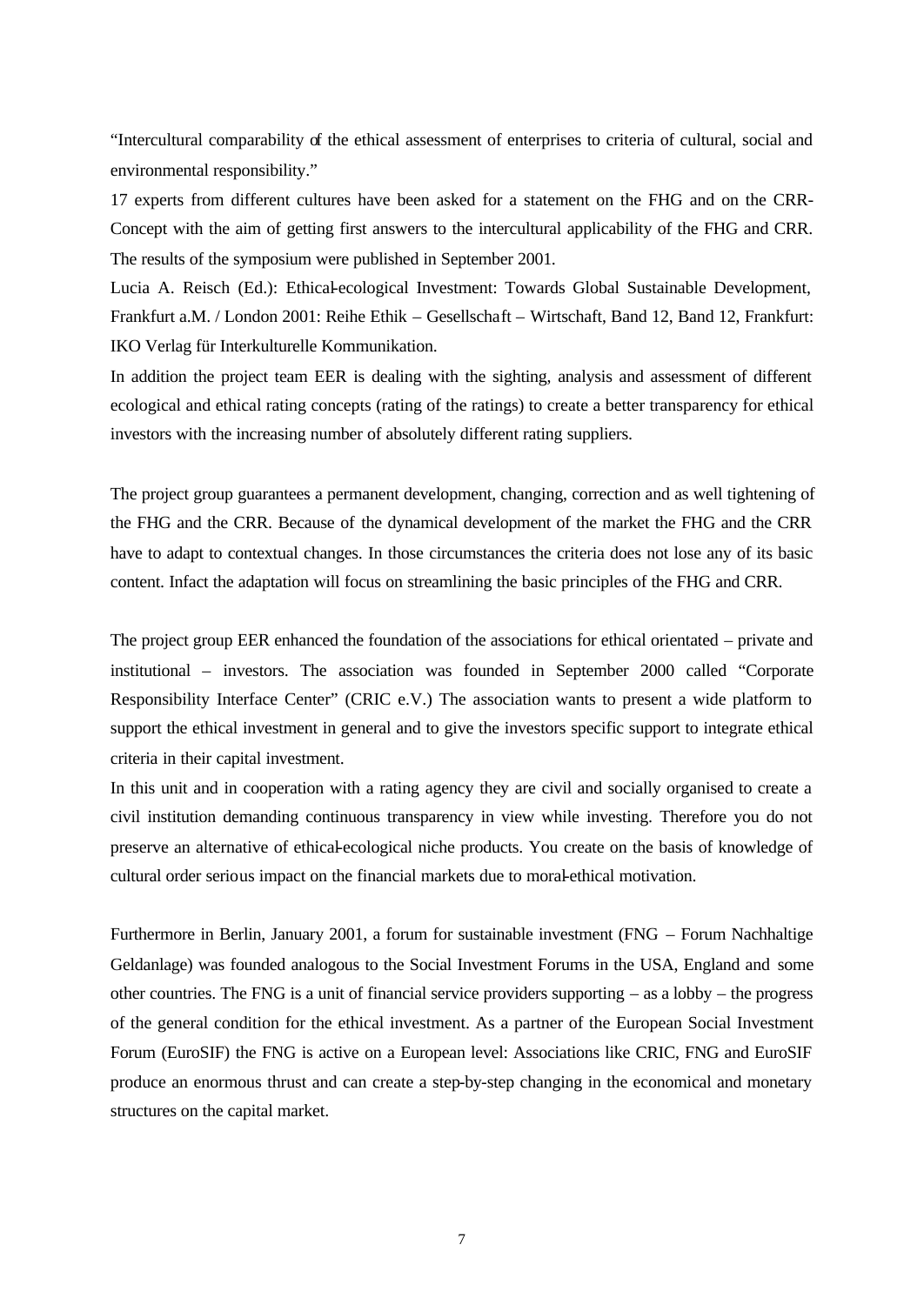"Intercultural comparability of the ethical assessment of enterprises to criteria of cultural, social and environmental responsibility."

17 experts from different cultures have been asked for a statement on the FHG and on the CRR-Concept with the aim of getting first answers to the intercultural applicability of the FHG and CRR. The results of the symposium were published in September 2001.

Lucia A. Reisch (Ed.): Ethical-ecological Investment: Towards Global Sustainable Development, Frankfurt a.M. / London 2001: Reihe Ethik – Gesellschaft – Wirtschaft, Band 12, Band 12, Frankfurt: IKO Verlag für Interkulturelle Kommunikation.

In addition the project team EER is dealing with the sighting, analysis and assessment of different ecological and ethical rating concepts (rating of the ratings) to create a better transparency for ethical investors with the increasing number of absolutely different rating suppliers.

The project group guarantees a permanent development, changing, correction and as well tightening of the FHG and the CRR. Because of the dynamical development of the market the FHG and the CRR have to adapt to contextual changes. In those circumstances the criteria does not lose any of its basic content. Infact the adaptation will focus on streamlining the basic principles of the FHG and CRR.

The project group EER enhanced the foundation of the associations for ethical orientated – private and institutional – investors. The association was founded in September 2000 called "Corporate Responsibility Interface Center" (CRIC e.V.) The association wants to present a wide platform to support the ethical investment in general and to give the investors specific support to integrate ethical criteria in their capital investment.

In this unit and in cooperation with a rating agency they are civil and socially organised to create a civil institution demanding continuous transparency in view while investing. Therefore you do not preserve an alternative of ethical-ecological niche products. You create on the basis of knowledge of cultural order serious impact on the financial markets due to moral-ethical motivation.

Furthermore in Berlin, January 2001, a forum for sustainable investment (FNG – Forum Nachhaltige Geldanlage) was founded analogous to the Social Investment Forums in the USA, England and some other countries. The FNG is a unit of financial service providers supporting – as a lobby – the progress of the general condition for the ethical investment. As a partner of the European Social Investment Forum (EuroSIF) the FNG is active on a European level: Associations like CRIC, FNG and EuroSIF produce an enormous thrust and can create a step-by-step changing in the economical and monetary structures on the capital market.